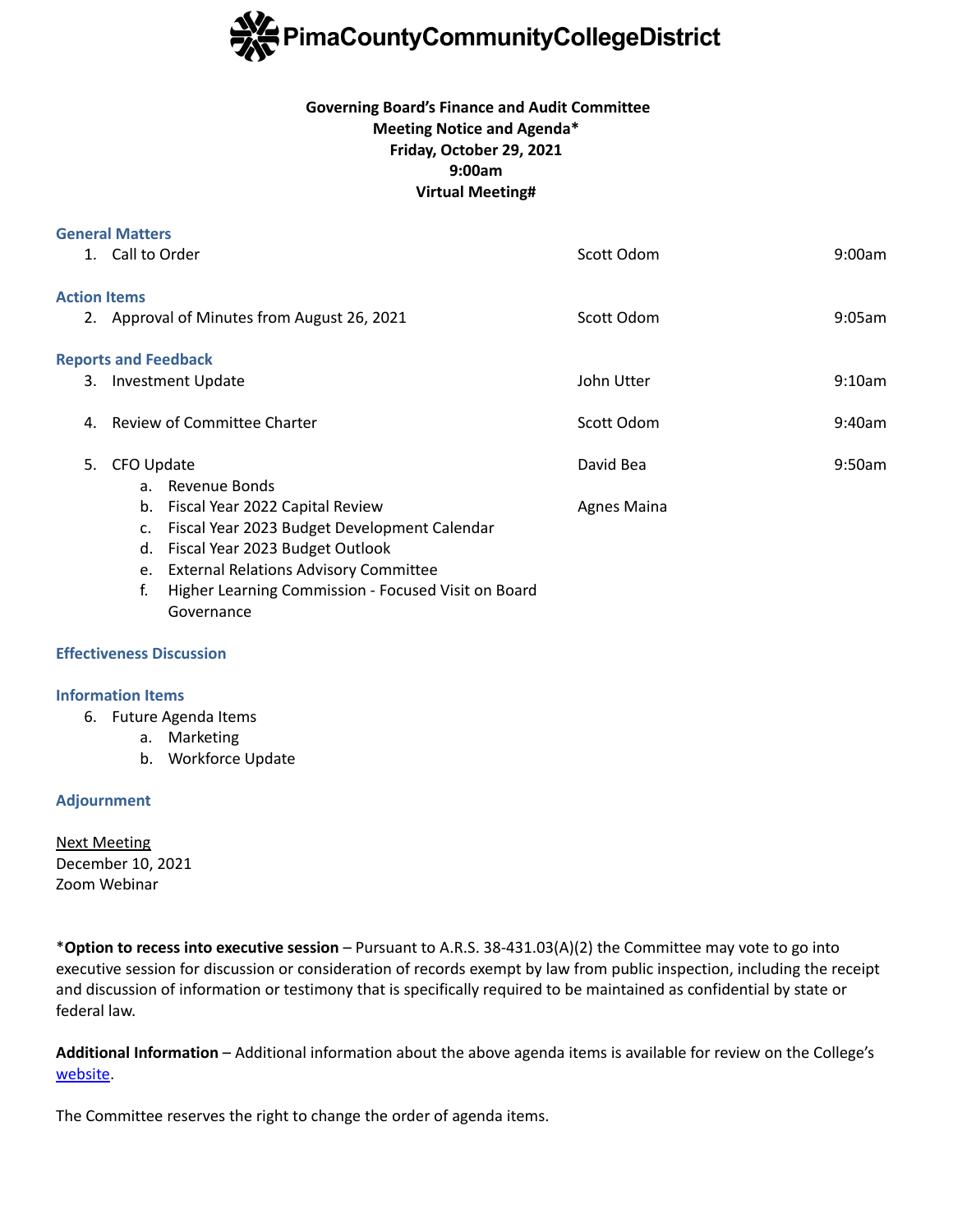# PimaCountyCommunityCollegeDistrict

**Governing Board's Finance and Audit Committee**
**Meeting Notice and Agenda***
**Friday, October 29, 2021**
**9:00am**
**Virtual Meeting#**

### General Matters

| | | |
|---|---|---|
| 1. Call to Order | Scott Odom | 9:00am |

### Action Items

| | | |
|---|---|---|
| 2. Approval of Minutes from August 26, 2021 | Scott Odom | 9:05am |

### Reports and Feedback

| | | |
|---|---|---|
| 3. Investment Update | John Utter | 9:10am |
| 4. Review of Committee Charter | Scott Odom | 9:40am |
| 5. CFO Update | David Bea | 9:50am |
| a. Revenue Bonds | | |
| b. Fiscal Year 2022 Capital Review | Agnes Maina | |
| c. Fiscal Year 2023 Budget Development Calendar | | |
| d. Fiscal Year 2023 Budget Outlook | | |
| e. External Relations Advisory Committee | | |
| f. Higher Learning Commission - Focused Visit on Board Governance | | |

### Effectiveness Discussion

### Information Items

6. Future Agenda Items
   a. Marketing
   b. Workforce Update

### Adjournment

Next Meeting
December 10, 2021
Zoom Webinar

***Option to recess into executive session** – Pursuant to A.R.S. 38-431.03(A)(2) the Committee may vote to go into executive session for discussion or consideration of records exempt by law from public inspection, including the receipt and discussion of information or testimony that is specifically required to be maintained as confidential by state or federal law.

**Additional Information** – Additional information about the above agenda items is available for review on the College's website.

The Committee reserves the right to change the order of agenda items.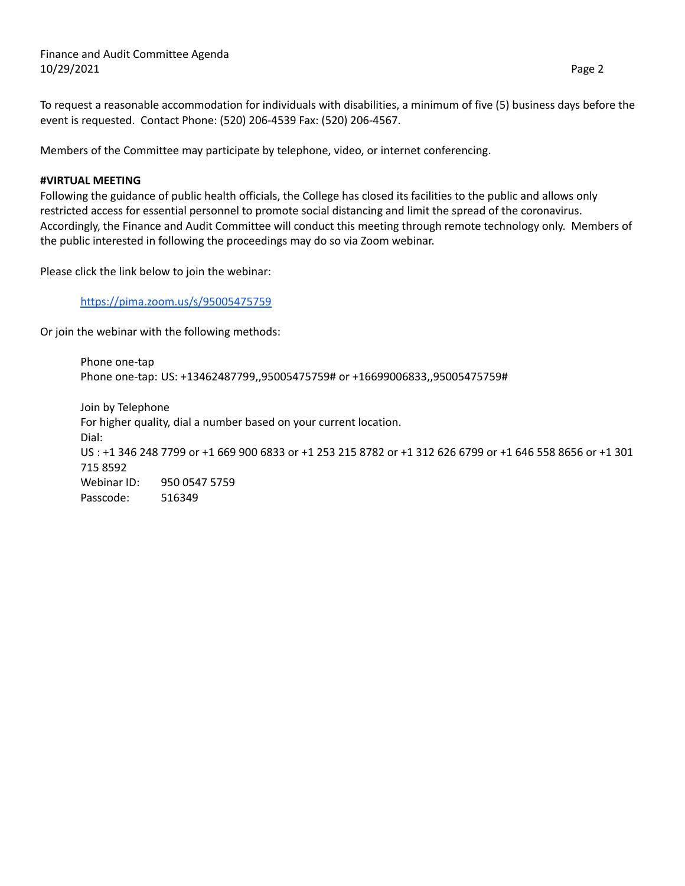To request a reasonable accommodation for individuals with disabilities, a minimum of five (5) business days before the event is requested. Contact Phone: (520) 206-4539 Fax: (520) 206-4567.

Members of the Committee may participate by telephone, video, or internet conferencing.

**#VIRTUAL MEETING**

Following the guidance of public health officials, the College has closed its facilities to the public and allows only restricted access for essential personnel to promote social distancing and limit the spread of the coronavirus. Accordingly, the Finance and Audit Committee will conduct this meeting through remote technology only. Members of the public interested in following the proceedings may do so via Zoom webinar.

Please click the link below to join the webinar:

https://pima.zoom.us/s/95005475759

Or join the webinar with the following methods:

Phone one-tap
Phone one-tap: US: +13462487799,,95005475759# or +16699006833,,95005475759#

Join by Telephone
For higher quality, dial a number based on your current location.
Dial:
US : +1 346 248 7799 or +1 669 900 6833 or +1 253 215 8782 or +1 312 626 6799 or +1 646 558 8656 or +1 301 715 8592
Webinar ID: 950 0547 5759
Passcode: 516349